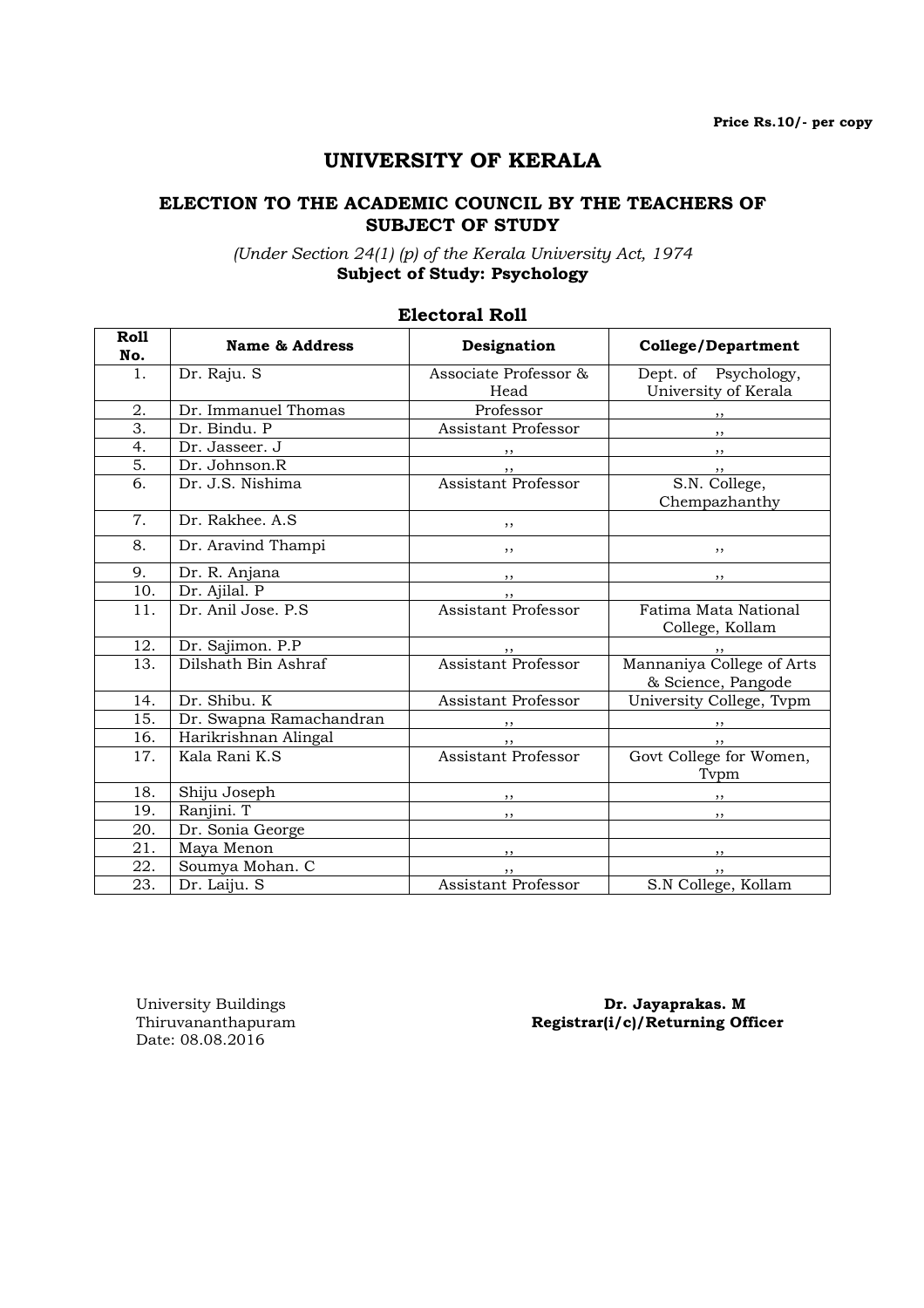Price Rs.10/- per copy

# UNIVERSITY OF KERALA

## ELECTION TO THE ACADEMIC COUNCIL BY THE TEACHERS OF SUBJECT OF STUDY

*(Under Section 24(1) (p) of the Kerala University Act, 1974*

**Subject of Study: Psychology**

### Electoral Roll

| Roll No. | Name & Address | Designation | College/Department |
|---|---|---|---|
| 1. | Dr. Raju. S | Associate Professor & Head | Dept. of Psychology, University of Kerala |
| 2. | Dr. Immanuel Thomas | Professor | ,, |
| 3. | Dr. Bindu. P | Assistant Professor | ,, |
| 4. | Dr. Jasseer. J | ,, | ,, |
| 5. | Dr. Johnson.R | ,, | ,, |
| 6. | Dr. J.S. Nishima | Assistant Professor | S.N. College, Chempazhanthy |
| 7. | Dr. Rakhee. A.S | ,, | |
| 8. | Dr. Aravind Thampi | ,, | ,, |
| 9. | Dr. R. Anjana | ,, | ,, |
| 10. | Dr. Ajilal. P | ,, | |
| 11. | Dr. Anil Jose. P.S | Assistant Professor | Fatima Mata National College, Kollam |
| 12. | Dr. Sajimon. P.P | ,, | ,, |
| 13. | Dilshath Bin Ashraf | Assistant Professor | Mannaniya College of Arts & Science, Pangode |
| 14. | Dr. Shibu. K | Assistant Professor | University College, Tvpm |
| 15. | Dr. Swapna Ramachandran | ,, | ,, |
| 16. | Harikrishnan Alingal | ,, | ,, |
| 17. | Kala Rani K.S | Assistant Professor | Govt College for Women, Tvpm |
| 18. | Shiju Joseph | ,, | ,, |
| 19. | Ranjini. T | ,, | ,, |
| 20. | Dr. Sonia George | | |
| 21. | Maya Menon | ,, | ,, |
| 22. | Soumya Mohan. C | ,, | ,, |
| 23. | Dr. Laiju. S | Assistant Professor | S.N College, Kollam |

University Buildings
Thiruvananthapuram
Date: 08.08.2016

**Dr. Jayaprakas. M**
**Registrar(i/c)/Returning Officer**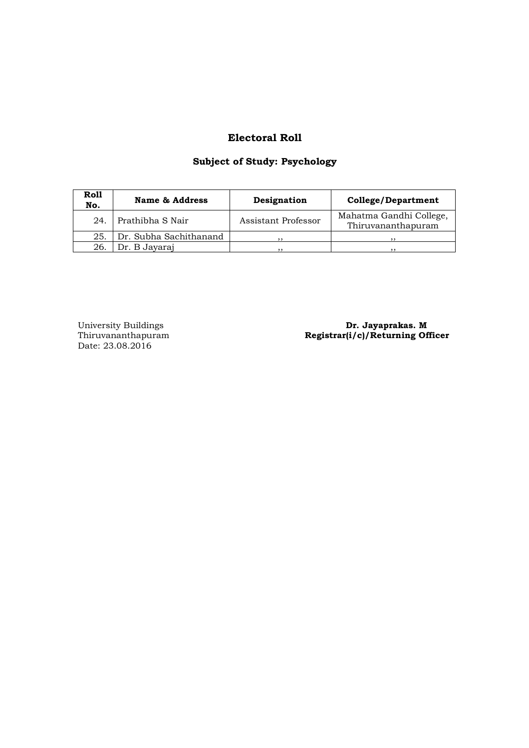## Electoral Roll

### Subject of Study: Psychology

| Roll No. | Name & Address | Designation | College/Department |
|---|---|---|---|
| 24. | Prathibha S Nair | Assistant Professor | Mahatma Gandhi College, Thiruvananthapuram |
| 25. | Dr. Subha Sachithanand | ,, | ,, |
| 26. | Dr. B Jayaraj | ,, | ,, |

University Buildings
Thiruvananthapuram
Date: 23.08.2016

**Dr. Jayaprakas. M**
**Registrar(i/c)/Returning Officer**